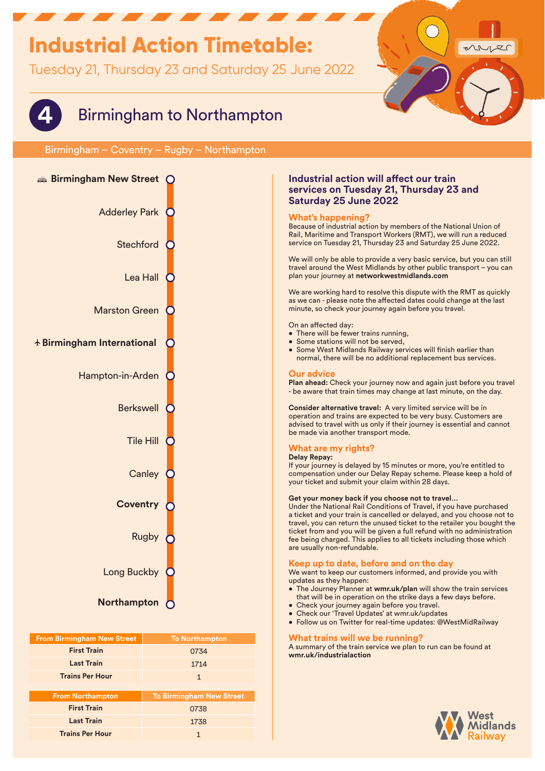# Industrial Action Timetable:

Tuesday 21, Thursday 23 and Saturday 25 June 2022

## 4 Birmingham to Northampton

Birmingham – Coventry – Rugby – Northampton

- **Birmingham New Street**
- Adderley Park
- Stechford
- Lea Hall
- Marston Green
- **Birmingham International**
- Hampton-in-Arden
- Berkswell
- Tile Hill
- Canley
- **Coventry**
- Rugby
- Long Buckby
- **Northampton**

| From Birmingham New Street | To Northampton |
|---|---|
| First Train | 0734 |
| Last Train | 1714 |
| Trains Per Hour | 1 |

| From Northampton | To Birmingham New Street |
|---|---|
| First Train | 0738 |
| Last Train | 1738 |
| Trains Per Hour | 1 |

### Industrial action will affect our train services on Tuesday 21, Thursday 23 and Saturday 25 June 2022

#### What's happening?

Because of industrial action by members of the National Union of Rail, Maritime and Transport Workers (RMT), we will run a reduced service on Tuesday 21, Thursday 23 and Saturday 25 June 2022.

We will only be able to provide a very basic service, but you can still travel around the West Midlands by other public transport – you can plan your journey at **networkwestmidlands.com**

We are working hard to resolve this dispute with the RMT as quickly as we can - please note the affected dates could change at the last minute, so check your journey again before you travel.

On an affected day:

- There will be fewer trains running,
- Some stations will not be served,
- Some West Midlands Railway services will finish earlier than normal, there will be no additional replacement bus services.

#### Our advice

**Plan ahead:** Check your journey now and again just before you travel - be aware that train times may change at last minute, on the day.

**Consider alternative travel:** A very limited service will be in operation and trains are expected to be very busy. Customers are advised to travel with us only if their journey is essential and cannot be made via another transport mode.

#### What are my rights?

**Delay Repay:**

If your journey is delayed by 15 minutes or more, you're entitled to compensation under our Delay Repay scheme. Please keep a hold of your ticket and submit your claim within 28 days.

**Get your money back if you choose not to travel...**

Under the National Rail Conditions of Travel, if you have purchased a ticket and your train is cancelled or delayed, and you choose not to travel, you can return the unused ticket to the retailer you bought the ticket from and you will be given a full refund with no administration fee being charged. This applies to all tickets including those which are usually non-refundable.

#### Keep up to date, before and on the day

We want to keep our customers informed, and provide you with updates as they happen:

- The Journey Planner at **wmr.uk/plan** will show the train services that will be in operation on the strike days a few days before.
- Check your journey again before you travel.
- Check our 'Travel Updates' at wmr.uk/updates
- Follow us on Twitter for real-time updates: @WestMidRailway

#### What trains will we be running?

A summary of the train service we plan to run can be found at **wmr.uk/industrialaction**

West Midlands Railway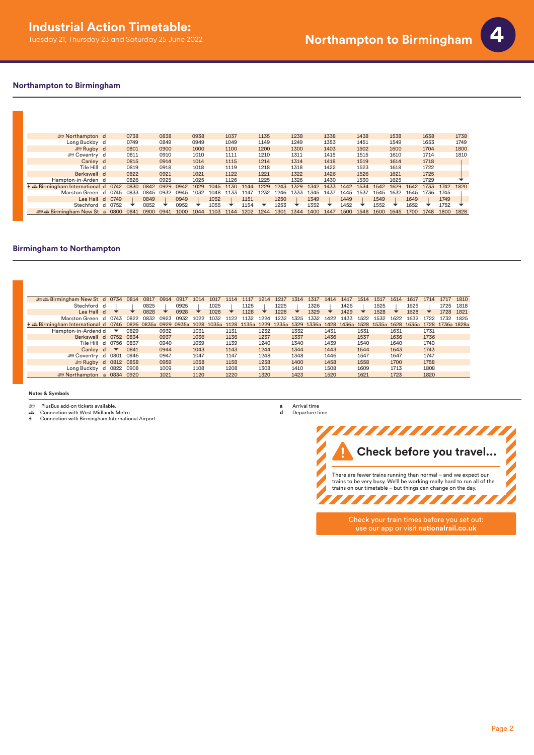# Industrial Action Timetable:

Tuesday 21, Thursday 23 and Saturday 25 June 2022

## Northampton to Birmingham 4

### Northampton to Birmingham

| | | | | | | | | | | | | | | | | | | | | | | | |
|---|---|---|---|---|---|---|---|---|---|---|---|---|---|---|---|---|---|---|---|---|---|---|---|
| Northampton | d | | 0738 | | 0838 | | 0938 | | 1037 | | 1135 | | 1238 | | 1338 | | 1438 | | 1538 | | 1638 | | 1738 |
| Long Buckby | d | | 0749 | | 0849 | | 0949 | | 1049 | | 1149 | | 1249 | | 1353 | | 1451 | | 1549 | | 1653 | | 1749 |
| Rugby | d | | 0801 | | 0900 | | 1000 | | 1100 | | 1200 | | 1300 | | 1403 | | 1502 | | 1600 | | 1704 | | 1800 |
| Coventry | d | | 0811 | | 0910 | | 1010 | | 1111 | | 1210 | | 1311 | | 1415 | | 1515 | | 1610 | | 1714 | | 1810 |
| Canley | d | | 0815 | | 0914 | | 1014 | | 1115 | | 1214 | | 1314 | | 1418 | | 1519 | | 1614 | | 1718 | | \| |
| Tile Hill | d | | 0819 | | 0918 | | 1018 | | 1119 | | 1218 | | 1318 | | 1422 | | 1523 | | 1618 | | 1722 | | \| |
| Berkswell | d | | 0822 | | 0921 | | 1021 | | 1122 | | 1221 | | 1322 | | 1426 | | 1526 | | 1621 | | 1725 | | \| |
| Hampton-in-Arden | d | | 0826 | | 0925 | | 1025 | | 1126 | | 1225 | | 1326 | | 1430 | | 1530 | | 1625 | | 1729 | | ↓ |
| Birmingham International | d | 0742 | 0830 | 0842 | 0929 | 0942 | 1029 | 1045 | 1130 | 1144 | 1229 | 1243 | 1329 | 1342 | 1433 | 1442 | 1534 | 1542 | 1629 | 1642 | 1733 | 1742 | 1820 |
| Marston Green | d | 0745 | 0833 | 0845 | 0932 | 0945 | 1032 | 1048 | 1133 | 1147 | 1232 | 1246 | 1333 | 1345 | 1437 | 1445 | 1537 | 1545 | 1632 | 1645 | 1736 | 1745 | \| |
| Lea Hall | d | 0749 | \| | 0849 | \| | 0949 | ↓ | 1052 | \| | 1151 | ↓ | 1250 | \| | 1349 | \| | 1449 | \| | 1549 | \| | 1649 | \| | 1749 | ↓ |
| Stechford | d | 0752 | ↓ | 0852 | ↓ | 0952 | ↓ | 1055 | ↓ | 1154 | ↓ | 1253 | ↓ | 1352 | ↓ | 1452 | ↓ | 1552 | ↓ | 1652 | ↓ | 1752 | ↓ |
| Birmingham New St | a | 0800 | 0841 | 0900 | 0941 | 1000 | 1044 | 1103 | 1144 | 1202 | 1244 | 1301 | 1344 | 1400 | 1447 | 1500 | 1548 | 1600 | 1645 | 1700 | 1748 | 1800 | 1828 |

### Birmingham to Northampton

| | | | | | | | | | | | | | | | | | | | | | | | |
|---|---|---|---|---|---|---|---|---|---|---|---|---|---|---|---|---|---|---|---|---|---|---|---|
| Birmingham New St | d | 0734 | 0814 | 0817 | 0914 | 0917 | 1014 | 1017 | 1114 | 1117 | 1214 | 1217 | 1314 | 1317 | 1414 | 1417 | 1514 | 1517 | 1614 | 1617 | 1714 | 1717 | 1810 |
| Stechford | d | \| | \| | 0825 | | 0925 | \| | 1025 | \| | 1125 | \| | 1225 | \| | 1326 | \| | 1426 | \| | 1525 | \| | 1625 | | 1725 | 1818 |
| Lea Hall | d | ↓ | ↓ | 0828 | ↓ | 0928 | ↓ | 1028 | ↓ | 1128 | ↓ | 1228 | ↓ | 1329 | ↓ | 1429 | ↓ | 1528 | ↓ | 1628 | ↓ | 1728 | 1821 |
| Marston Green | d | 0743 | 0822 | 0832 | 0923 | 0932 | 1022 | 1032 | 1122 | 1132 | 1224 | 1232 | 1325 | 1332 | 1422 | 1433 | 1522 | 1532 | 1622 | 1632 | 1722 | 1732 | 1825 |
| Birmingham International | d | 0746 | 0826 | 0835a | 0929 | 0935a | 1028 | 1035a | 1128 | 1135a | 1229 | 1235a | 1329 | 1336a | 1428 | 1436a | 1528 | 1535a | 1628 | 1635a | 1728 | 1736a | 1828a |
| Hampton-in-Arden | d | ↓ | 0829 | | 0932 | | 1031 | | 1131 | | 1232 | | 1332 | | 1431 | | 1531 | | 1631 | | 1731 | | |
| Berkswell | d | 0752 | 0834 | | 0937 | | 1036 | | 1136 | | 1237 | | 1337 | | 1436 | | 1537 | | 1636 | | 1736 | | |
| Tile Hill | d | 0756 | 0837 | | 0940 | | 1039 | | 1139 | | 1240 | | 1340 | | 1439 | | 1540 | | 1640 | | 1740 | | |
| Canley | d | ↓ | 0841 | | 0944 | | 1043 | | 1143 | | 1244 | | 1344 | | 1443 | | 1544 | | 1643 | | 1743 | | |
| Coventry | d | 0801 | 0846 | | 0947 | | 1047 | | 1147 | | 1248 | | 1348 | | 1446 | | 1547 | | 1647 | | 1747 | | |
| Rugby | d | 0812 | 0858 | | 0959 | | 1058 | | 1158 | | 1258 | | 1400 | | 1458 | | 1558 | | 1700 | | 1758 | | |
| Long Buckby | d | 0822 | 0908 | | 1009 | | 1108 | | 1208 | | 1308 | | 1410 | | 1508 | | 1609 | | 1713 | | 1808 | | |
| Northampton | a | 0834 | 0920 | | 1021 | | 1120 | | 1220 | | 1320 | | 1423 | | 1520 | | 1621 | | 1723 | | 1820 | | |

**Notes & Symbols**

- PlusBus add-on tickets available.
- Connection with West Midlands Metro
- Connection with Birmingham International Airport

**a** Arrival time
**d** Departure time

**Check before you travel...**

There are fewer trains running than normal – and we expect our trains to be very busy. We'll be working really hard to run all of the trains on our timetable – but things can change on the day.

Check your train times before you set out: use our app or visit **nationalrail.co.uk**